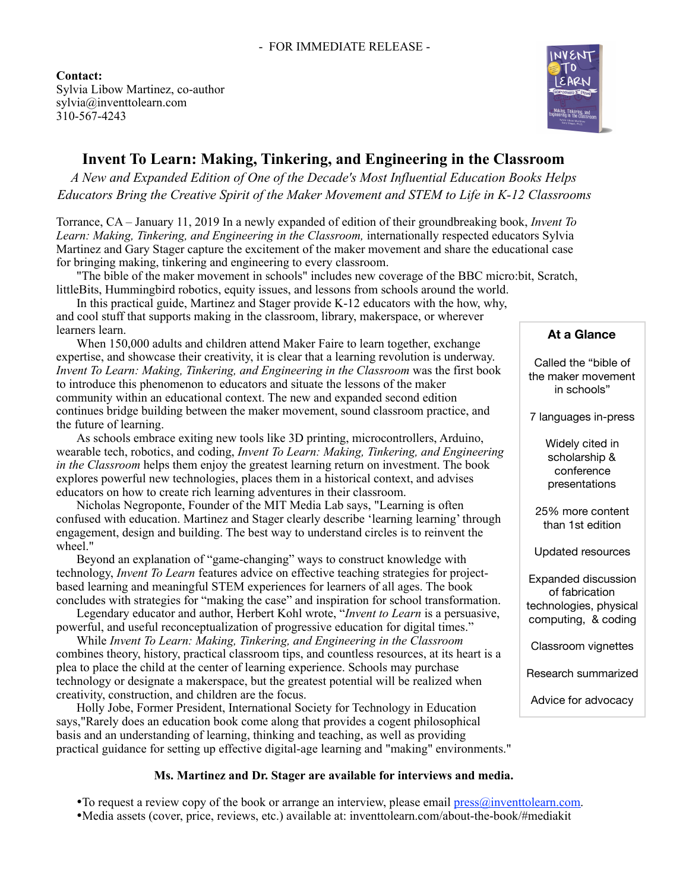- FOR IMMEDIATE RELEASE -

**Contact:**
Sylvia Libow Martinez, co-author
sylvia@inventtolearn.com
310-567-4243

# Invent To Learn: Making, Tinkering, and Engineering in the Classroom

*A New and Expanded Edition of One of the Decade's Most Influential Education Books Helps Educators Bring the Creative Spirit of the Maker Movement and STEM to Life in K-12 Classrooms*

Torrance, CA – January 11, 2019 In a newly expanded of edition of their groundbreaking book, *Invent To Learn: Making, Tinkering, and Engineering in the Classroom,* internationally respected educators Sylvia Martinez and Gary Stager capture the excitement of the maker movement and share the educational case for bringing making, tinkering and engineering to every classroom.

"The bible of the maker movement in schools" includes new coverage of the BBC micro:bit, Scratch, littleBits, Hummingbird robotics, equity issues, and lessons from schools around the world.

In this practical guide, Martinez and Stager provide K-12 educators with the how, why, and cool stuff that supports making in the classroom, library, makerspace, or wherever learners learn.

When 150,000 adults and children attend Maker Faire to learn together, exchange expertise, and showcase their creativity, it is clear that a learning revolution is underway. *Invent To Learn: Making, Tinkering, and Engineering in the Classroom* was the first book to introduce this phenomenon to educators and situate the lessons of the maker community within an educational context. The new and expanded second edition continues bridge building between the maker movement, sound classroom practice, and the future of learning.

As schools embrace exiting new tools like 3D printing, microcontrollers, Arduino, wearable tech, robotics, and coding, *Invent To Learn: Making, Tinkering, and Engineering in the Classroom* helps them enjoy the greatest learning return on investment. The book explores powerful new technologies, places them in a historical context, and advises educators on how to create rich learning adventures in their classroom.

Nicholas Negroponte, Founder of the MIT Media Lab says, "Learning is often confused with education. Martinez and Stager clearly describe 'learning learning' through engagement, design and building. The best way to understand circles is to reinvent the wheel."

Beyond an explanation of "game-changing" ways to construct knowledge with technology, *Invent To Learn* features advice on effective teaching strategies for project-based learning and meaningful STEM experiences for learners of all ages. The book concludes with strategies for "making the case" and inspiration for school transformation.

Legendary educator and author, Herbert Kohl wrote, "*Invent to Learn* is a persuasive, powerful, and useful reconceptualization of progressive education for digital times."

While *Invent To Learn: Making, Tinkering, and Engineering in the Classroom* combines theory, history, practical classroom tips, and countless resources, at its heart is a plea to place the child at the center of learning experience. Schools may purchase technology or designate a makerspace, but the greatest potential will be realized when creativity, construction, and children are the focus.

Holly Jobe, Former President, International Society for Technology in Education says,"Rarely does an education book come along that provides a cogent philosophical basis and an understanding of learning, thinking and teaching, as well as providing practical guidance for setting up effective digital-age learning and "making" environments."

**At a Glance**

- Called the "bible of the maker movement in schools"
- 7 languages in-press
- Widely cited in scholarship & conference presentations
- 25% more content than 1st edition
- Updated resources
- Expanded discussion of fabrication technologies, physical computing, & coding
- Classroom vignettes
- Research summarized
- Advice for advocacy

**Ms. Martinez and Dr. Stager are available for interviews and media.**

- To request a review copy of the book or arrange an interview, please email press@inventtolearn.com.
- Media assets (cover, price, reviews, etc.) available at: inventtolearn.com/about-the-book/#mediakit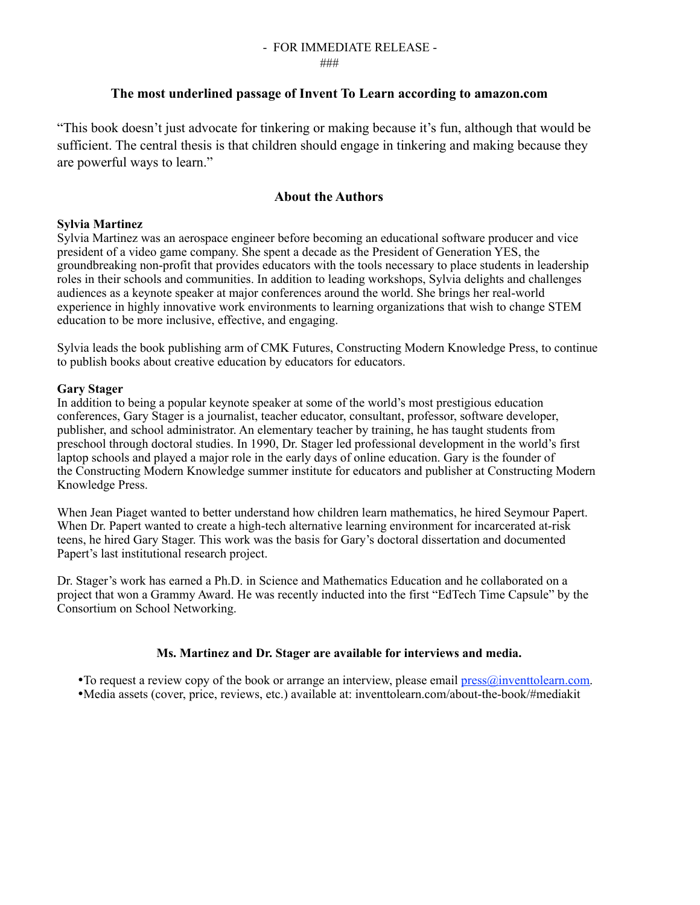- FOR IMMEDIATE RELEASE -

###

## The most underlined passage of Invent To Learn according to amazon.com

"This book doesn't just advocate for tinkering or making because it's fun, although that would be sufficient. The central thesis is that children should engage in tinkering and making because they are powerful ways to learn."

## About the Authors

**Sylvia Martinez**

Sylvia Martinez was an aerospace engineer before becoming an educational software producer and vice president of a video game company. She spent a decade as the President of Generation YES, the groundbreaking non-profit that provides educators with the tools necessary to place students in leadership roles in their schools and communities. In addition to leading workshops, Sylvia delights and challenges audiences as a keynote speaker at major conferences around the world. She brings her real-world experience in highly innovative work environments to learning organizations that wish to change STEM education to be more inclusive, effective, and engaging.

Sylvia leads the book publishing arm of CMK Futures, Constructing Modern Knowledge Press, to continue to publish books about creative education by educators for educators.

**Gary Stager**

In addition to being a popular keynote speaker at some of the world's most prestigious education conferences, Gary Stager is a journalist, teacher educator, consultant, professor, software developer, publisher, and school administrator. An elementary teacher by training, he has taught students from preschool through doctoral studies. In 1990, Dr. Stager led professional development in the world's first laptop schools and played a major role in the early days of online education. Gary is the founder of the Constructing Modern Knowledge summer institute for educators and publisher at Constructing Modern Knowledge Press.

When Jean Piaget wanted to better understand how children learn mathematics, he hired Seymour Papert. When Dr. Papert wanted to create a high-tech alternative learning environment for incarcerated at-risk teens, he hired Gary Stager. This work was the basis for Gary's doctoral dissertation and documented Papert's last institutional research project.

Dr. Stager's work has earned a Ph.D. in Science and Mathematics Education and he collaborated on a project that won a Grammy Award. He was recently inducted into the first "EdTech Time Capsule" by the Consortium on School Networking.

**Ms. Martinez and Dr. Stager are available for interviews and media.**

- To request a review copy of the book or arrange an interview, please email press@inventtolearn.com.
- Media assets (cover, price, reviews, etc.) available at: inventtolearn.com/about-the-book/#mediakit